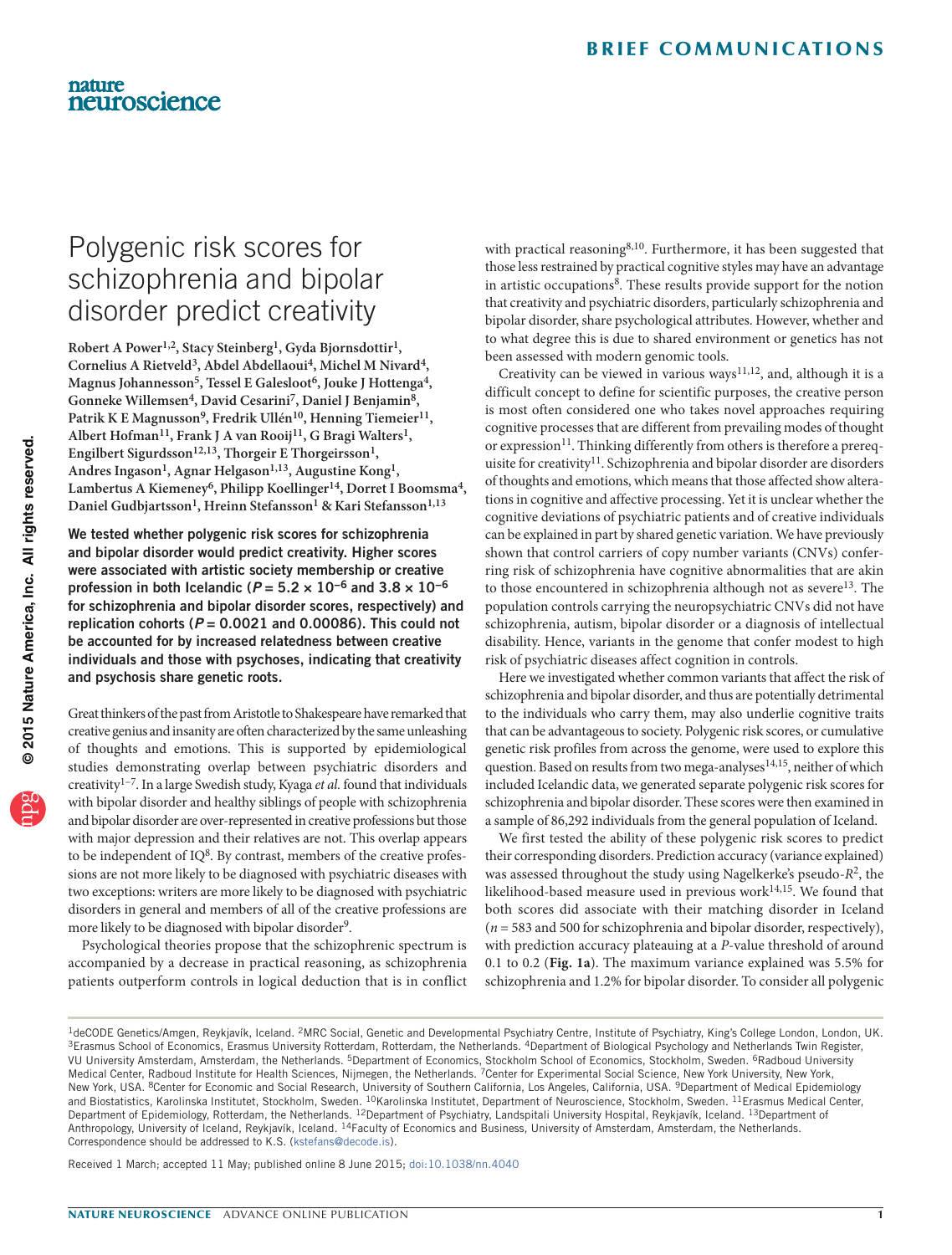# Polygenic risk scores for schizophrenia and bipolar disorder predict creativity

Robert A Power[1,2], Stacy Steinberg[1], Gyda Bjornsdottir[1], Cornelius A Rietveld[3], Abdel Abdellaoui[4], Michel M Nivard[4], Magnus Johannesson[5], Tessel E Galesloot[6], Jouke J Hottenga[4], Gonneke Willemsen[4], David Cesarini[7], Daniel J Benjamin[8], Patrik K E Magnusson[9], Fredrik Ullén[10], Henning Tiemeier[11], Albert Hofman[11], Frank J A van Rooij[11], G Bragi Walters[1], Engilbert Sigurdsson[12,13], Thorgeir E Thorgeirsson[1], Andres Ingason[1], Agnar Helgason[1,13], Augustine Kong[1], Lambertus A Kiemeney[6], Philipp Koellinger[14], Dorret I Boomsma[4], Daniel Gudbjartsson[1], Hreinn Stefansson[1] & Kari Stefansson[1,13]

**We tested whether polygenic risk scores for schizophrenia and bipolar disorder would predict creativity. Higher scores were associated with artistic society membership or creative profession in both Icelandic ($P = 5.2 \times 10^{-6}$ and $3.8 \times 10^{-6}$ for schizophrenia and bipolar disorder scores, respectively) and replication cohorts ($P = 0.0021$ and $0.00086$). This could not be accounted for by increased relatedness between creative individuals and those with psychoses, indicating that creativity and psychosis share genetic roots.**

Great thinkers of the past from Aristotle to Shakespeare have remarked that creative genius and insanity are often characterized by the same unleashing of thoughts and emotions. This is supported by epidemiological studies demonstrating overlap between psychiatric disorders and creativity[1–7]. In a large Swedish study, Kyaga *et al.* found that individuals with bipolar disorder and healthy siblings of people with schizophrenia and bipolar disorder are over-represented in creative professions but those with major depression and their relatives are not. This overlap appears to be independent of IQ[8]. By contrast, members of the creative professions are not more likely to be diagnosed with psychiatric diseases with two exceptions: writers are more likely to be diagnosed with psychiatric disorders in general and members of all of the creative professions are more likely to be diagnosed with bipolar disorder[9].

Psychological theories propose that the schizophrenic spectrum is accompanied by a decrease in practical reasoning, as schizophrenia patients outperform controls in logical deduction that is in conflict with practical reasoning[8,10]. Furthermore, it has been suggested that those less restrained by practical cognitive styles may have an advantage in artistic occupations[8]. These results provide support for the notion that creativity and psychiatric disorders, particularly schizophrenia and bipolar disorder, share psychological attributes. However, whether and to what degree this is due to shared environment or genetics has not been assessed with modern genomic tools.

Creativity can be viewed in various ways[11,12], and, although it is a difficult concept to define for scientific purposes, the creative person is most often considered one who takes novel approaches requiring cognitive processes that are different from prevailing modes of thought or expression[11]. Thinking differently from others is therefore a prerequisite for creativity[11]. Schizophrenia and bipolar disorder are disorders of thoughts and emotions, which means that those affected show alterations in cognitive and affective processing. Yet it is unclear whether the cognitive deviations of psychiatric patients and of creative individuals can be explained in part by shared genetic variation. We have previously shown that control carriers of copy number variants (CNVs) conferring risk of schizophrenia have cognitive abnormalities that are akin to those encountered in schizophrenia although not as severe[13]. The population controls carrying the neuropsychiatric CNVs did not have schizophrenia, autism, bipolar disorder or a diagnosis of intellectual disability. Hence, variants in the genome that confer modest to high risk of psychiatric diseases affect cognition in controls.

Here we investigated whether common variants that affect the risk of schizophrenia and bipolar disorder, and thus are potentially detrimental to the individuals who carry them, may also underlie cognitive traits that can be advantageous to society. Polygenic risk scores, or cumulative genetic risk profiles from across the genome, were used to explore this question. Based on results from two mega-analyses[14,15], neither of which included Icelandic data, we generated separate polygenic risk scores for schizophrenia and bipolar disorder. These scores were then examined in a sample of 86,292 individuals from the general population of Iceland.

We first tested the ability of these polygenic risk scores to predict their corresponding disorders. Prediction accuracy (variance explained) was assessed throughout the study using Nagelkerke's pseudo-$R^2$, the likelihood-based measure used in previous work[14,15]. We found that both scores did associate with their matching disorder in Iceland ($n = 583$ and $500$ for schizophrenia and bipolar disorder, respectively), with prediction accuracy plateauing at a $P$-value threshold of around 0.1 to 0.2 (**Fig. 1a**). The maximum variance explained was 5.5% for schizophrenia and 1.2% for bipolar disorder. To consider all polygenic

[1]deCODE Genetics/Amgen, Reykjavík, Iceland. [2]MRC Social, Genetic and Developmental Psychiatry Centre, Institute of Psychiatry, King's College London, London, UK. [3]Erasmus School of Economics, Erasmus University Rotterdam, Rotterdam, the Netherlands. [4]Department of Biological Psychology and Netherlands Twin Register, VU University Amsterdam, Amsterdam, the Netherlands. [5]Department of Economics, Stockholm School of Economics, Stockholm, Sweden. [6]Radboud University Medical Center, Radboud Institute for Health Sciences, Nijmegen, the Netherlands. [7]Center for Experimental Social Science, New York University, New York, New York, USA. [8]Center for Economic and Social Research, University of Southern California, Los Angeles, California, USA. [9]Department of Medical Epidemiology and Biostatistics, Karolinska Institutet, Stockholm, Sweden. [10]Karolinska Institutet, Department of Neuroscience, Stockholm, Sweden. [11]Erasmus Medical Center, Department of Epidemiology, Rotterdam, the Netherlands. [12]Department of Psychiatry, Landspitali University Hospital, Reykjavík, Iceland. [13]Department of Anthropology, University of Iceland, Reykjavík, Iceland. [14]Faculty of Economics and Business, University of Amsterdam, Amsterdam, the Netherlands. Correspondence should be addressed to K.S. (kstefans@decode.is).

Received 1 March; accepted 11 May; published online 8 June 2015; doi:10.1038/nn.4040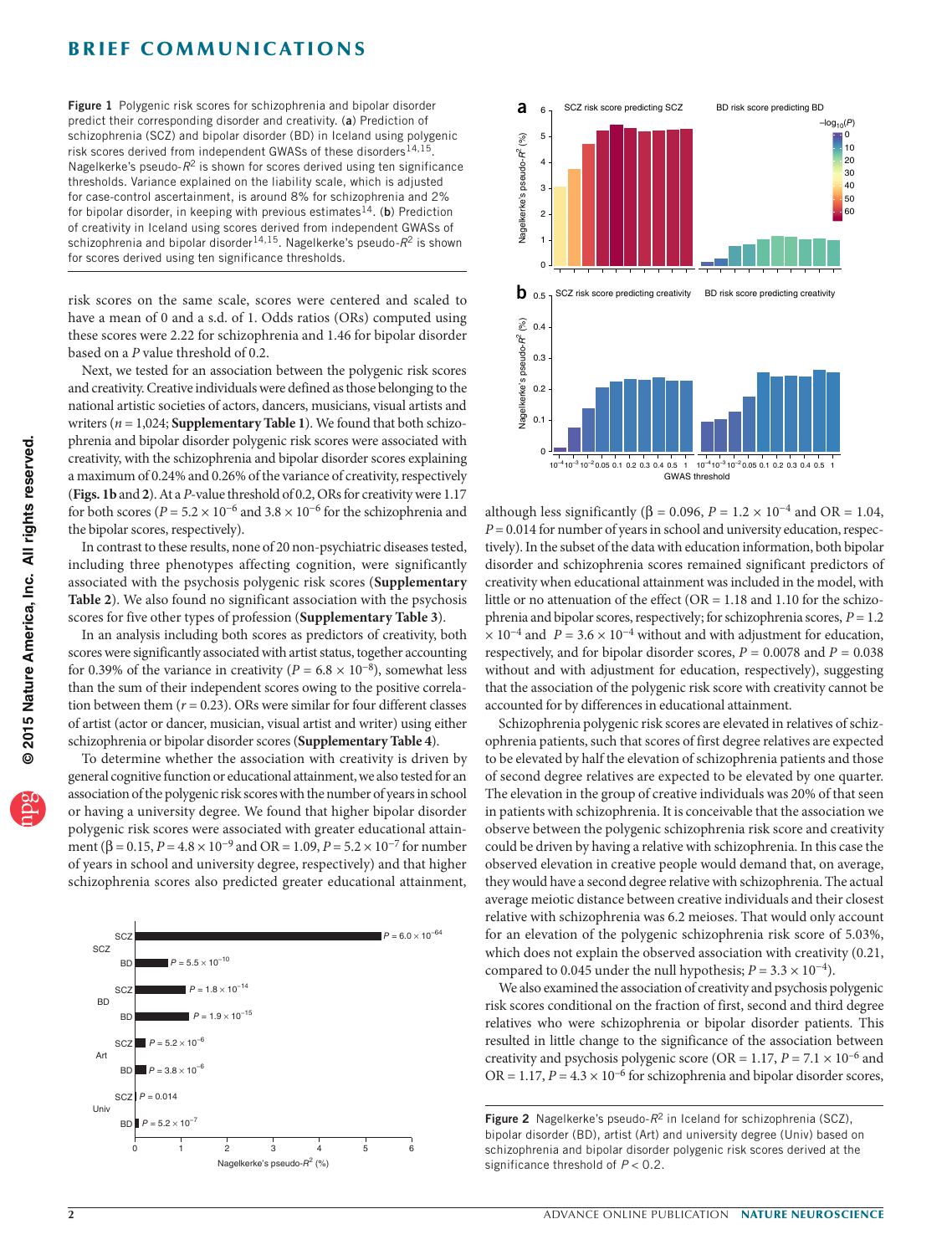**Figure 1** Polygenic risk scores for schizophrenia and bipolar disorder predict their corresponding disorder and creativity. (**a**) Prediction of schizophrenia (SCZ) and bipolar disorder (BD) in Iceland using polygenic risk scores derived from independent GWASs of these disorders[14,15]. Nagelkerke's pseudo-$R^2$ is shown for scores derived using ten significance thresholds. Variance explained on the liability scale, which is adjusted for case-control ascertainment, is around 8% for schizophrenia and 2% for bipolar disorder, in keeping with previous estimates[14]. (**b**) Prediction of creativity in Iceland using scores derived from independent GWASs of schizophrenia and bipolar disorder[14,15]. Nagelkerke's pseudo-$R^2$ is shown for scores derived using ten significance thresholds.

risk scores on the same scale, scores were centered and scaled to have a mean of 0 and a s.d. of 1. Odds ratios (ORs) computed using these scores were 2.22 for schizophrenia and 1.46 for bipolar disorder based on a $P$ value threshold of 0.2.

Next, we tested for an association between the polygenic risk scores and creativity. Creative individuals were defined as those belonging to the national artistic societies of actors, dancers, musicians, visual artists and writers ($n$ = 1,024; **Supplementary Table 1**). We found that both schizophrenia and bipolar disorder polygenic risk scores were associated with creativity, with the schizophrenia and bipolar disorder scores explaining a maximum of 0.24% and 0.26% of the variance of creativity, respectively (**Figs. 1b** and **2**). At a $P$-value threshold of 0.2, ORs for creativity were 1.17 for both scores ($P = 5.2 \times 10^{-6}$ and $3.8 \times 10^{-6}$ for the schizophrenia and the bipolar scores, respectively).

In contrast to these results, none of 20 non-psychiatric diseases tested, including three phenotypes affecting cognition, were significantly associated with the psychosis polygenic risk scores (**Supplementary Table 2**). We also found no significant association with the psychosis scores for five other types of profession (**Supplementary Table 3**).

In an analysis including both scores as predictors of creativity, both scores were significantly associated with artist status, together accounting for 0.39% of the variance in creativity ($P = 6.8 \times 10^{-8}$), somewhat less than the sum of their independent scores owing to the positive correlation between them ($r = 0.23$). ORs were similar for four different classes of artist (actor or dancer, musician, visual artist and writer) using either schizophrenia or bipolar disorder scores (**Supplementary Table 4**).

To determine whether the association with creativity is driven by general cognitive function or educational attainment, we also tested for an association of the polygenic risk scores with the number of years in school or having a university degree. We found that higher bipolar disorder polygenic risk scores were associated with greater educational attainment ($\beta = 0.15$, $P = 4.8 \times 10^{-9}$ and OR = 1.09, $P = 5.2 \times 10^{-7}$ for number of years in school and university degree, respectively) and that higher schizophrenia scores also predicted greater educational attainment, although less significantly ($\beta = 0.096$, $P = 1.2 \times 10^{-4}$ and OR = 1.04, $P = 0.014$ for number of years in school and university education, respectively). In the subset of the data with education information, both bipolar disorder and schizophrenia scores remained significant predictors of creativity when educational attainment was included in the model, with little or no attenuation of the effect (OR = 1.18 and 1.10 for the schizophrenia and bipolar scores, respectively; for schizophrenia scores, $P = 1.2 \times 10^{-4}$ and $P = 3.6 \times 10^{-4}$ without and with adjustment for education, respectively, and for bipolar disorder scores, $P = 0.0078$ and $P = 0.038$ without and with adjustment for education, respectively), suggesting that the association of the polygenic risk score with creativity cannot be accounted for by differences in educational attainment.

Schizophrenia polygenic risk scores are elevated in relatives of schizophrenia patients, such that scores of first degree relatives are expected to be elevated by half the elevation of schizophrenia patients and those of second degree relatives are expected to be elevated by one quarter. The elevation in the group of creative individuals was 20% of that seen in patients with schizophrenia. It is conceivable that the association we observe between the polygenic schizophrenia risk score and creativity could be driven by having a relative with schizophrenia. In this case the observed elevation in creative people would demand that, on average, they would have a second degree relative with schizophrenia. The actual average meiotic distance between creative individuals and their closest relative with schizophrenia was 6.2 meioses. That would only account for an elevation of the polygenic schizophrenia risk score of 5.03%, which does not explain the observed association with creativity (0.21, compared to 0.045 under the null hypothesis; $P = 3.3 \times 10^{-4}$).

We also examined the association of creativity and psychosis polygenic risk scores conditional on the fraction of first, second and third degree relatives who were schizophrenia or bipolar disorder patients. This resulted in little change to the significance of the association between creativity and psychosis polygenic score (OR = 1.17, $P = 7.1 \times 10^{-6}$ and OR = 1.17, $P = 4.3 \times 10^{-6}$ for schizophrenia and bipolar disorder scores,

**Figure 2** Nagelkerke's pseudo-$R^2$ in Iceland for schizophrenia (SCZ), bipolar disorder (BD), artist (Art) and university degree (Univ) based on schizophrenia and bipolar disorder polygenic risk scores derived at the significance threshold of $P < 0.2$.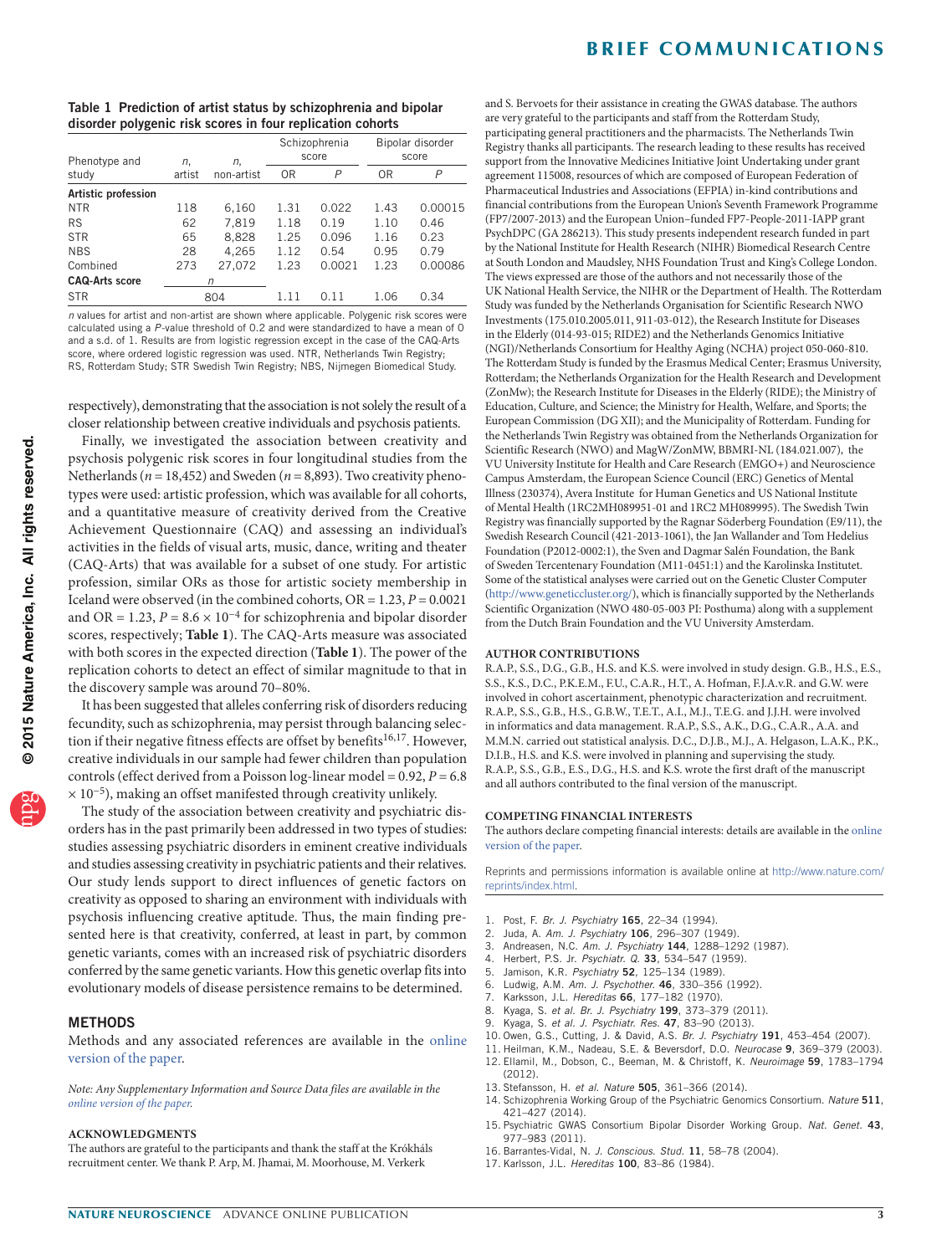**Table 1 Prediction of artist status by schizophrenia and bipolar disorder polygenic risk scores in four replication cohorts**

| Phenotype and study | *n*, artist | *n*, non-artist | Schizophrenia score | | Bipolar disorder score | |
|---|---|---|---|---|---|---|
| | | | OR | *P* | OR | *P* |
| **Artistic profession** | | | | | | |
| NTR | 118 | 6,160 | 1.31 | 0.022 | 1.43 | 0.00015 |
| RS | 62 | 7,819 | 1.18 | 0.19 | 1.10 | 0.46 |
| STR | 65 | 8,828 | 1.25 | 0.096 | 1.16 | 0.23 |
| NBS | 28 | 4,265 | 1.12 | 0.54 | 0.95 | 0.79 |
| Combined | 273 | 27,072 | 1.23 | 0.0021 | 1.23 | 0.00086 |
| **CAQ-Arts score** | *n* | | | | | |
| STR | 804 | | 1.11 | 0.11 | 1.06 | 0.34 |

*n* values for artist and non-artist are shown where applicable. Polygenic risk scores were calculated using a *P*-value threshold of 0.2 and were standardized to have a mean of 0 and a s.d. of 1. Results are from logistic regression except in the case of the CAQ-Arts score, where ordered logistic regression was used. NTR, Netherlands Twin Registry; RS, Rotterdam Study; STR Swedish Twin Registry; NBS, Nijmegen Biomedical Study.

respectively), demonstrating that the association is not solely the result of a closer relationship between creative individuals and psychosis patients.

Finally, we investigated the association between creativity and psychosis polygenic risk scores in four longitudinal studies from the Netherlands ($n = 18,452$) and Sweden ($n = 8,893$). Two creativity phenotypes were used: artistic profession, which was available for all cohorts, and a quantitative measure of creativity derived from the Creative Achievement Questionnaire (CAQ) and assessing an individual's activities in the fields of visual arts, music, dance, writing and theater (CAQ-Arts) that was available for a subset of one study. For artistic profession, similar ORs as those for artistic society membership in Iceland were observed (in the combined cohorts, OR = 1.23, $P = 0.0021$ and OR = 1.23, $P = 8.6 \times 10^{-4}$ for schizophrenia and bipolar disorder scores, respectively; **Table 1**). The CAQ-Arts measure was associated with both scores in the expected direction (**Table 1**). The power of the replication cohorts to detect an effect of similar magnitude to that in the discovery sample was around 70–80%.

It has been suggested that alleles conferring risk of disorders reducing fecundity, such as schizophrenia, may persist through balancing selection if their negative fitness effects are offset by benefits[16,17]. However, creative individuals in our sample had fewer children than population controls (effect derived from a Poisson log-linear model = 0.92, $P = 6.8 \times 10^{-5}$), making an offset manifested through creativity unlikely.

The study of the association between creativity and psychiatric disorders has in the past primarily been addressed in two types of studies: studies assessing psychiatric disorders in eminent creative individuals and studies assessing creativity in psychiatric patients and their relatives. Our study lends support to direct influences of genetic factors on creativity as opposed to sharing an environment with individuals with psychosis influencing creative aptitude. Thus, the main finding presented here is that creativity, conferred, at least in part, by common genetic variants, comes with an increased risk of psychiatric disorders conferred by the same genetic variants. How this genetic overlap fits into evolutionary models of disease persistence remains to be determined.

## METHODS

Methods and any associated references are available in the online version of the paper.

*Note: Any Supplementary Information and Source Data files are available in the online version of the paper.*

### ACKNOWLEDGMENTS

The authors are grateful to the participants and thank the staff at the Krókháls recruitment center. We thank P. Arp, M. Jhamai, M. Moorhouse, M. Verkerk and S. Bervoets for their assistance in creating the GWAS database. The authors are very grateful to the participants and staff from the Rotterdam Study, participating general practitioners and the pharmacists. The Netherlands Twin Registry thanks all participants. The research leading to these results has received support from the Innovative Medicines Initiative Joint Undertaking under grant agreement 115008, resources of which are composed of European Federation of Pharmaceutical Industries and Associations (EFPIA) in-kind contributions and financial contributions from the European Union's Seventh Framework Programme (FP7/2007-2013) and the European Union–funded FP7-People-2011-IAPP grant PsychDPC (GA 286213). This study presents independent research funded in part by the National Institute for Health Research (NIHR) Biomedical Research Centre at South London and Maudsley, NHS Foundation Trust and King's College London. The views expressed are those of the authors and not necessarily those of the UK National Health Service, the NIHR or the Department of Health. The Rotterdam Study was funded by the Netherlands Organisation for Scientific Research NWO Investments (175.010.2005.011, 911-03-012), the Research Institute for Diseases in the Elderly (014-93-015; RIDE2) and the Netherlands Genomics Initiative (NGI)/Netherlands Consortium for Healthy Aging (NCHA) project 050-060-810. The Rotterdam Study is funded by the Erasmus Medical Center; Erasmus University, Rotterdam; the Netherlands Organization for the Health Research and Development (ZonMw); the Research Institute for Diseases in the Elderly (RIDE); the Ministry of Education, Culture, and Science; the Ministry for Health, Welfare, and Sports; the European Commission (DG XII); and the Municipality of Rotterdam. Funding for the Netherlands Twin Registry was obtained from the Netherlands Organization for Scientific Research (NWO) and MagW/ZonMW, BBMRI-NL (184.021.007), the VU University Institute for Health and Care Research (EMGO+) and Neuroscience Campus Amsterdam, the European Science Council (ERC) Genetics of Mental Illness (230374), Avera Institute for Human Genetics and US National Institute of Mental Health (1RC2MH089951-01 and 1RC2 MH089995). The Swedish Twin Registry was financially supported by the Ragnar Söderberg Foundation (E9/11), the Swedish Research Council (421-2013-1061), the Jan Wallander and Tom Hedelius Foundation (P2012-0002:1), the Sven and Dagmar Salén Foundation, the Bank of Sweden Tercentenary Foundation (M11-0451:1) and the Karolinska Institutet. Some of the statistical analyses were carried out on the Genetic Cluster Computer (http://www.geneticcluster.org/), which is financially supported by the Netherlands Scientific Organization (NWO 480-05-003 PI: Posthuma) along with a supplement from the Dutch Brain Foundation and the VU University Amsterdam.

### AUTHOR CONTRIBUTIONS

R.A.P., S.S., D.G., G.B., H.S. and K.S. were involved in study design. G.B., H.S., E.S., S.S., K.S., D.C., P.K.E.M., F.U., C.A.R., H.T., A. Hofman, F.J.A.v.R. and G.W. were involved in cohort ascertainment, phenotypic characterization and recruitment. R.A.P., S.S., G.B., H.S., G.B.W., T.E.T., A.I., M.J., T.E.G. and J.J.H. were involved in informatics and data management. R.A.P., S.S., A.K., D.G., C.A.R., A.A. and M.M.N. carried out statistical analysis. D.C., D.J.B., M.J., A. Helgason, L.A.K., P.K., D.I.B., H.S. and K.S. were involved in planning and supervising the study. R.A.P., S.S., G.B., E.S., D.G., H.S. and K.S. wrote the first draft of the manuscript and all authors contributed to the final version of the manuscript.

### COMPETING FINANCIAL INTERESTS

The authors declare competing financial interests: details are available in the online version of the paper.

Reprints and permissions information is available online at http://www.nature.com/reprints/index.html.

1. Post, F. *Br. J. Psychiatry* **165**, 22–34 (1994).
2. Juda, A. *Am. J. Psychiatry* **106**, 296–307 (1949).
3. Andreasen, N.C. *Am. J. Psychiatry* **144**, 1288–1292 (1987).
4. Herbert, P.S. Jr. *Psychiatr. Q.* **33**, 534–547 (1959).
5. Jamison, K.R. *Psychiatry* **52**, 125–134 (1989).
6. Ludwig, A.M. *Am. J. Psychother.* **46**, 330–356 (1992).
7. Karksson, J.L. *Hereditas* **66**, 177–182 (1970).
8. Kyaga, S. *et al. Br. J. Psychiatry* **199**, 373–379 (2011).
9. Kyaga, S. *et al. J. Psychiatr. Res.* **47**, 83–90 (2013).
10. Owen, G.S., Cutting, J. & David, A.S. *Br. J. Psychiatry* **191**, 453–454 (2007).
11. Heilman, K.M., Nadeau, S.E. & Beversdorf, D.O. *Neurocase* **9**, 369–379 (2003).
12. Ellamil, M., Dobson, C., Beeman, M. & Christoff, K. *Neuroimage* **59**, 1783–1794 (2012).
13. Stefansson, H. *et al. Nature* **505**, 361–366 (2014).
14. Schizophrenia Working Group of the Psychiatric Genomics Consortium. *Nature* **511**, 421–427 (2014).
15. Psychiatric GWAS Consortium Bipolar Disorder Working Group. *Nat. Genet.* **43**, 977–983 (2011).
16. Barrantes-Vidal, N. *J. Conscious. Stud.* **11**, 58–78 (2004).
17. Karlsson, J.L. *Hereditas* **100**, 83–86 (1984).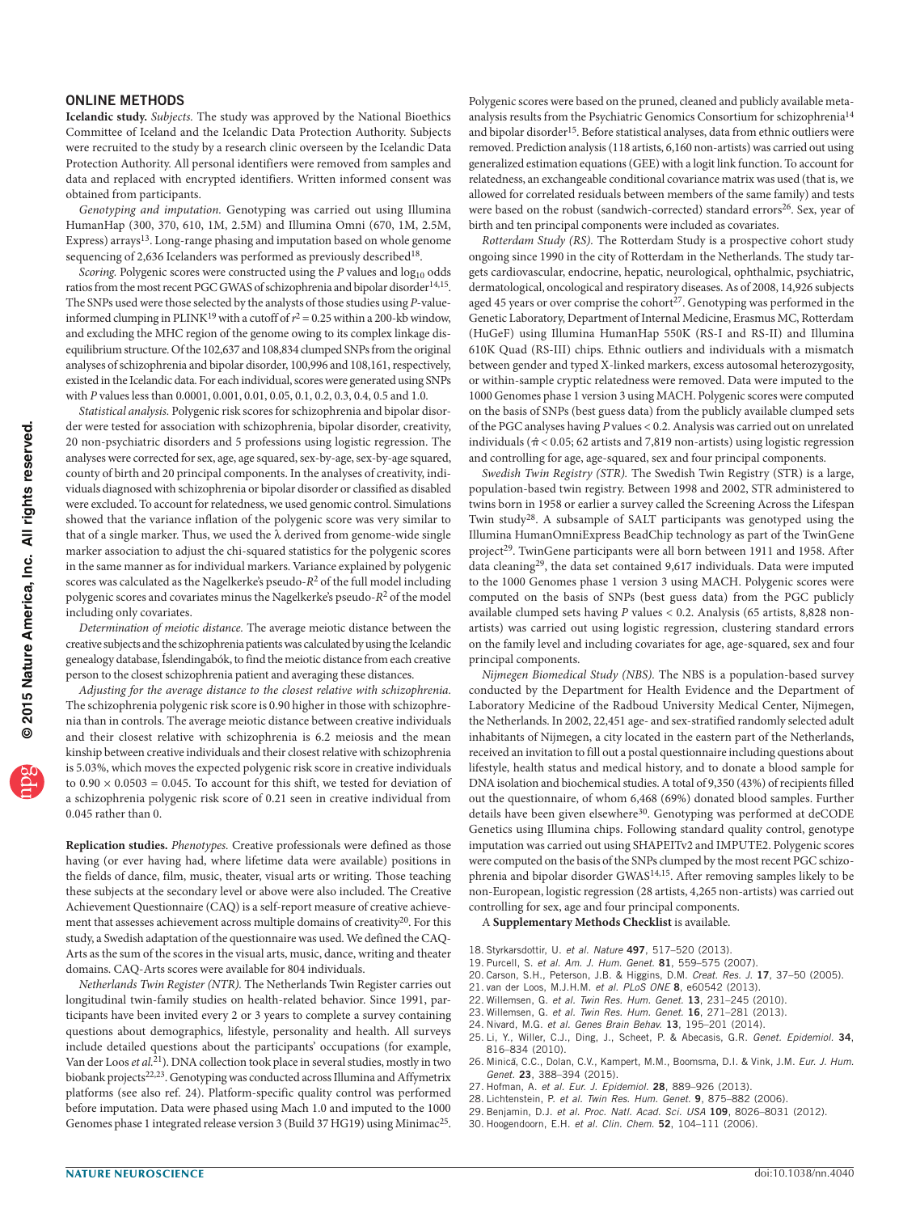## ONLINE METHODS

**Icelandic study.** *Subjects.* The study was approved by the National Bioethics Committee of Iceland and the Icelandic Data Protection Authority. Subjects were recruited to the study by a research clinic overseen by the Icelandic Data Protection Authority. All personal identifiers were removed from samples and data and replaced with encrypted identifiers. Written informed consent was obtained from participants.

*Genotyping and imputation.* Genotyping was carried out using Illumina HumanHap (300, 370, 610, 1M, 2.5M) and Illumina Omni (670, 1M, 2.5M, Express) arrays[13]. Long-range phasing and imputation based on whole genome sequencing of 2,636 Icelanders was performed as previously described[18].

*Scoring.* Polygenic scores were constructed using the *P* values and $\log_{10}$ odds ratios from the most recent PGC GWAS of schizophrenia and bipolar disorder[14,15]. The SNPs used were those selected by the analysts of those studies using *P*-value-informed clumping in PLINK[19] with a cutoff of $r^2 = 0.25$ within a 200-kb window, and excluding the MHC region of the genome owing to its complex linkage disequilibrium structure. Of the 102,637 and 108,834 clumped SNPs from the original analyses of schizophrenia and bipolar disorder, 100,996 and 108,161, respectively, existed in the Icelandic data. For each individual, scores were generated using SNPs with *P* values less than 0.0001, 0.001, 0.01, 0.05, 0.1, 0.2, 0.3, 0.4, 0.5 and 1.0.

*Statistical analysis.* Polygenic risk scores for schizophrenia and bipolar disorder were tested for association with schizophrenia, bipolar disorder, creativity, 20 non-psychiatric disorders and 5 professions using logistic regression. The analyses were corrected for sex, age, age squared, sex-by-age, sex-by-age squared, county of birth and 20 principal components. In the analyses of creativity, individuals diagnosed with schizophrenia or bipolar disorder or classified as disabled were excluded. To account for relatedness, we used genomic control. Simulations showed that the variance inflation of the polygenic score was very similar to that of a single marker. Thus, we used the $\lambda$ derived from genome-wide single marker association to adjust the chi-squared statistics for the polygenic scores in the same manner as for individual markers. Variance explained by polygenic scores was calculated as the Nagelkerke's pseudo-$R^2$ of the full model including polygenic scores and covariates minus the Nagelkerke's pseudo-$R^2$ of the model including only covariates.

*Determination of meiotic distance.* The average meiotic distance between the creative subjects and the schizophrenia patients was calculated by using the Icelandic genealogy database, Íslendingabók, to find the meiotic distance from each creative person to the closest schizophrenia patient and averaging these distances.

*Adjusting for the average distance to the closest relative with schizophrenia.* The schizophrenia polygenic risk score is 0.90 higher in those with schizophrenia than in controls. The average meiotic distance between creative individuals and their closest relative with schizophrenia is 6.2 meiosis and the mean kinship between creative individuals and their closest relative with schizophrenia is 5.03%, which moves the expected polygenic risk score in creative individuals to $0.90 \times 0.0503 = 0.045$. To account for this shift, we tested for deviation of a schizophrenia polygenic risk score of 0.21 seen in creative individual from 0.045 rather than 0.

**Replication studies.** *Phenotypes.* Creative professionals were defined as those having (or ever having had, where lifetime data were available) positions in the fields of dance, film, music, theater, visual arts or writing. Those teaching these subjects at the secondary level or above were also included. The Creative Achievement Questionnaire (CAQ) is a self-report measure of creative achievement that assesses achievement across multiple domains of creativity[20]. For this study, a Swedish adaptation of the questionnaire was used. We defined the CAQ-Arts as the sum of the scores in the visual arts, music, dance, writing and theater domains. CAQ-Arts scores were available for 804 individuals.

*Netherlands Twin Register (NTR).* The Netherlands Twin Register carries out longitudinal twin-family studies on health-related behavior. Since 1991, participants have been invited every 2 or 3 years to complete a survey containing questions about demographics, lifestyle, personality and health. All surveys include detailed questions about the participants' occupations (for example, Van der Loos *et al.*[21]). DNA collection took place in several studies, mostly in two biobank projects[22,23]. Genotyping was conducted across Illumina and Affymetrix platforms (see also ref. 24). Platform-specific quality control was performed before imputation. Data were phased using Mach 1.0 and imputed to the 1000 Genomes phase 1 integrated release version 3 (Build 37 HG19) using Minimac[25]. Polygenic scores were based on the pruned, cleaned and publicly available meta-analysis results from the Psychiatric Genomics Consortium for schizophrenia[14] and bipolar disorder[15]. Before statistical analyses, data from ethnic outliers were removed. Prediction analysis (118 artists, 6,160 non-artists) was carried out using generalized estimation equations (GEE) with a logit link function. To account for relatedness, an exchangeable conditional covariance matrix was used (that is, we allowed for correlated residuals between members of the same family) and tests were based on the robust (sandwich-corrected) standard errors[26]. Sex, year of birth and ten principal components were included as covariates.

*Rotterdam Study (RS).* The Rotterdam Study is a prospective cohort study ongoing since 1990 in the city of Rotterdam in the Netherlands. The study targets cardiovascular, endocrine, hepatic, neurological, ophthalmic, psychiatric, dermatological, oncological and respiratory diseases. As of 2008, 14,926 subjects aged 45 years or over comprise the cohort[27]. Genotyping was performed in the Genetic Laboratory, Department of Internal Medicine, Erasmus MC, Rotterdam (HuGeF) using Illumina HumanHap 550K (RS-I and RS-II) and Illumina 610K Quad (RS-III) chips. Ethnic outliers and individuals with a mismatch between gender and typed X-linked markers, excess autosomal heterozygosity, or within-sample cryptic relatedness were removed. Data were imputed to the 1000 Genomes phase 1 version 3 using MACH. Polygenic scores were computed on the basis of SNPs (best guess data) from the publicly available clumped sets of the PGC analyses having *P* values < 0.2. Analysis was carried out on unrelated individuals ($\hat{\pi} < 0.05$; 62 artists and 7,819 non-artists) using logistic regression and controlling for age, age-squared, sex and four principal components.

*Swedish Twin Registry (STR).* The Swedish Twin Registry (STR) is a large, population-based twin registry. Between 1998 and 2002, STR administered to twins born in 1958 or earlier a survey called the Screening Across the Lifespan Twin study[28]. A subsample of SALT participants was genotyped using the Illumina HumanOmniExpress BeadChip technology as part of the TwinGene project[29]. TwinGene participants were all born between 1911 and 1958. After data cleaning[29], the data set contained 9,617 individuals. Data were imputed to the 1000 Genomes phase 1 version 3 using MACH. Polygenic scores were computed on the basis of SNPs (best guess data) from the PGC publicly available clumped sets having *P* values < 0.2. Analysis (65 artists, 8,828 non-artists) was carried out using logistic regression, clustering standard errors on the family level and including covariates for age, age-squared, sex and four principal components.

*Nijmegen Biomedical Study (NBS).* The NBS is a population-based survey conducted by the Department for Health Evidence and the Department of Laboratory Medicine of the Radboud University Medical Center, Nijmegen, the Netherlands. In 2002, 22,451 age- and sex-stratified randomly selected adult inhabitants of Nijmegen, a city located in the eastern part of the Netherlands, received an invitation to fill out a postal questionnaire including questions about lifestyle, health status and medical history, and to donate a blood sample for DNA isolation and biochemical studies. A total of 9,350 (43%) of recipients filled out the questionnaire, of whom 6,468 (69%) donated blood samples. Further details have been given elsewhere[30]. Genotyping was performed at deCODE Genetics using Illumina chips. Following standard quality control, genotype imputation was carried out using SHAPEITv2 and IMPUTE2. Polygenic scores were computed on the basis of the SNPs clumped by the most recent PGC schizophrenia and bipolar disorder GWAS[14,15]. After removing samples likely to be non-European, logistic regression (28 artists, 4,265 non-artists) was carried out controlling for sex, age and four principal components.

A **Supplementary Methods Checklist** is available.

18. Styrkarsdottir, U. *et al. Nature* **497**, 517–520 (2013).
19. Purcell, S. *et al. Am. J. Hum. Genet.* **81**, 559–575 (2007).
20. Carson, S.H., Peterson, J.B. & Higgins, D.M. *Creat. Res. J.* **17**, 37–50 (2005).
21. van der Loos, M.J.H.M. *et al. PLoS ONE* **8**, e60542 (2013).
22. Willemsen, G. *et al. Twin Res. Hum. Genet.* **13**, 231–245 (2010).
23. Willemsen, G. *et al. Twin Res. Hum. Genet.* **16**, 271–281 (2013).
24. Nivard, M.G. *et al. Genes Brain Behav.* **13**, 195–201 (2014).
25. Li, Y., Willer, C.J., Ding, J., Scheet, P. & Abecasis, G.R. *Genet. Epidemiol.* **34**, 816–834 (2010).
26. Minică, C.C., Dolan, C.V., Kampert, M.M., Boomsma, D.I. & Vink, J.M. *Eur. J. Hum. Genet.* **23**, 388–394 (2015).
27. Hofman, A. *et al. Eur. J. Epidemiol.* **28**, 889–926 (2013).
28. Lichtenstein, P. *et al. Twin Res. Hum. Genet.* **9**, 875–882 (2006).
29. Benjamin, D.J. *et al. Proc. Natl. Acad. Sci. USA* **109**, 8026–8031 (2012).
30. Hoogendoorn, E.H. *et al. Clin. Chem.* **52**, 104–111 (2006).